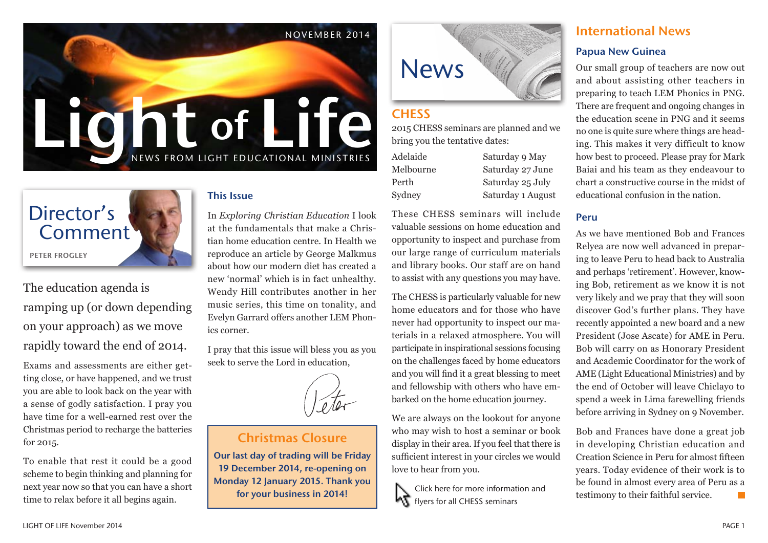NOVEMBER 2014

# Light of Life

NEWS FROM LIGHT EDUCATIONAL MINISTRIES

## Director's Comment

PETER FROGLEY

The education agenda is ramping up (or down depending on your approach) as we move rapidly toward the end of 2014.

Exams and assessments are either getting close, or have happened, and we trust you are able to look back on the year with a sense of godly satisfaction. I pray you have time for a well-earned rest over the Christmas period to recharge the batteries for 2015.

To enable that rest it could be a good scheme to begin thinking and planning for next year now so that you can have a short time to relax before it all begins again.

### This Issue

In *Exploring Christian Education* I look at the fundamentals that make a Christian home education centre. In Health we reproduce an article by George Malkmus about how our modern diet has created a new 'normal' which is in fact unhealthy. Wendy Hill contributes another in her music series, this time on tonality, and Evelyn Garrard offers another LEM Phonics corner.

I pray that this issue will bless you as you seek to serve the Lord in education,

Peter

### Christmas Closure

**Our last day of trading will be Friday 19 December 2014, re-opening on Monday 12 January 2015. Thank you for your business in 2014!**

## News

### CHESS

2015 CHESS seminars are planned and we bring you the tentative dates:

| | |
|---|---|
| Adelaide | Saturday 9 May |
| Melbourne | Saturday 27 June |
| Perth | Saturday 25 July |
| Sydney | Saturday 1 August |

These CHESS seminars will include valuable sessions on home education and opportunity to inspect and purchase from our large range of curriculum materials and library books. Our staff are on hand to assist with any questions you may have.

The CHESS is particularly valuable for new home educators and for those who have never had opportunity to inspect our materials in a relaxed atmosphere. You will participate in inspirational sessions focusing on the challenges faced by home educators and you will find it a great blessing to meet and fellowship with others who have embarked on the home education journey.

We are always on the lookout for anyone who may wish to host a seminar or book display in their area. If you feel that there is sufficient interest in your circles we would love to hear from you.

Click here for more information and flyers for all CHESS seminars

## International News

### Papua New Guinea

Our small group of teachers are now out and about assisting other teachers in preparing to teach LEM Phonics in PNG. There are frequent and ongoing changes in the education scene in PNG and it seems no one is quite sure where things are heading. This makes it very difficult to know how best to proceed. Please pray for Mark Baiai and his team as they endeavour to chart a constructive course in the midst of educational confusion in the nation.

### Peru

As we have mentioned Bob and Frances Relyea are now well advanced in preparing to leave Peru to head back to Australia and perhaps 'retirement'. However, knowing Bob, retirement as we know it is not very likely and we pray that they will soon discover God's further plans. They have recently appointed a new board and a new President (Jose Ascate) for AME in Peru. Bob will carry on as Honorary President and Academic Coordinator for the work of AME (Light Educational Ministries) and by the end of October will leave Chiclayo to spend a week in Lima farewelling friends before arriving in Sydney on 9 November.

Bob and Frances have done a great job in developing Christian education and Creation Science in Peru for almost fifteen years. Today evidence of their work is to be found in almost every area of Peru as a testimony to their faithful service.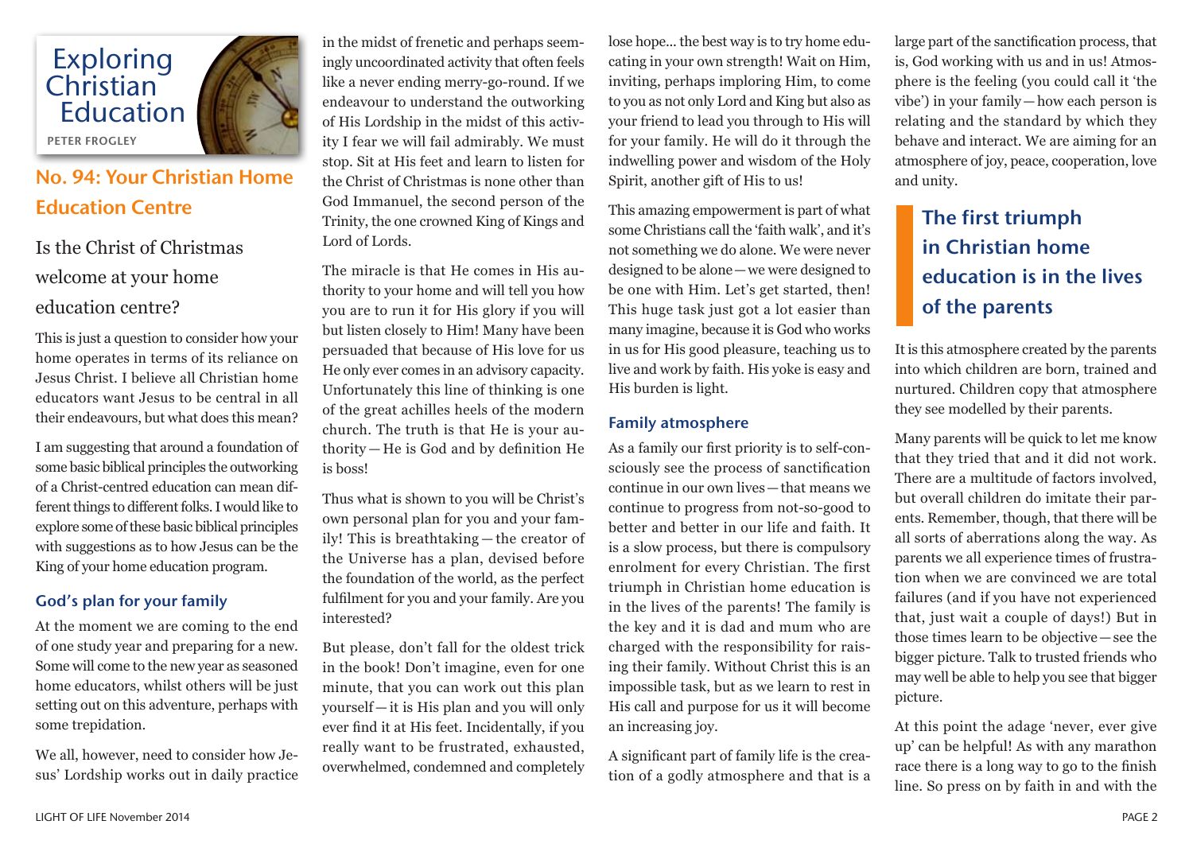# Exploring Christian Education

PETER FROGLEY

## No. 94: Your Christian Home Education Centre

### Is the Christ of Christmas welcome at your home education centre?

This is just a question to consider how your home operates in terms of its reliance on Jesus Christ. I believe all Christian home educators want Jesus to be central in all their endeavours, but what does this mean?

I am suggesting that around a foundation of some basic biblical principles the outworking of a Christ-centred education can mean different things to different folks. I would like to explore some of these basic biblical principles with suggestions as to how Jesus can be the King of your home education program.

### God's plan for your family

At the moment we are coming to the end of one study year and preparing for a new. Some will come to the new year as seasoned home educators, whilst others will be just setting out on this adventure, perhaps with some trepidation.

We all, however, need to consider how Jesus' Lordship works out in daily practice in the midst of frenetic and perhaps seemingly uncoordinated activity that often feels like a never ending merry-go-round. If we endeavour to understand the outworking of His Lordship in the midst of this activity I fear we will fail admirably. We must stop. Sit at His feet and learn to listen for the Christ of Christmas is none other than God Immanuel, the second person of the Trinity, the one crowned King of Kings and Lord of Lords.

The miracle is that He comes in His authority to your home and will tell you how you are to run it for His glory if you will but listen closely to Him! Many have been persuaded that because of His love for us He only ever comes in an advisory capacity. Unfortunately this line of thinking is one of the great achilles heels of the modern church. The truth is that He is your authority—He is God and by definition He is boss!

Thus what is shown to you will be Christ's own personal plan for you and your family! This is breathtaking—the creator of the Universe has a plan, devised before the foundation of the world, as the perfect fulfilment for you and your family. Are you interested?

But please, don't fall for the oldest trick in the book! Don't imagine, even for one minute, that you can work out this plan yourself—it is His plan and you will only ever find it at His feet. Incidentally, if you really want to be frustrated, exhausted, overwhelmed, condemned and completely lose hope... the best way is to try home educating in your own strength! Wait on Him, inviting, perhaps imploring Him, to come to you as not only Lord and King but also as your friend to lead you through to His will for your family. He will do it through the indwelling power and wisdom of the Holy Spirit, another gift of His to us!

This amazing empowerment is part of what some Christians call the 'faith walk', and it's not something we do alone. We were never designed to be alone—we were designed to be one with Him. Let's get started, then! This huge task just got a lot easier than many imagine, because it is God who works in us for His good pleasure, teaching us to live and work by faith. His yoke is easy and His burden is light.

### Family atmosphere

As a family our first priority is to self-consciously see the process of sanctification continue in our own lives—that means we continue to progress from not-so-good to better and better in our life and faith. It is a slow process, but there is compulsory enrolment for every Christian. The first triumph in Christian home education is in the lives of the parents! The family is the key and it is dad and mum who are charged with the responsibility for raising their family. Without Christ this is an impossible task, but as we learn to rest in His call and purpose for us it will become an increasing joy.

A significant part of family life is the creation of a godly atmosphere and that is a large part of the sanctification process, that is, God working with us and in us! Atmosphere is the feeling (you could call it 'the vibe') in your family—how each person is relating and the standard by which they behave and interact. We are aiming for an atmosphere of joy, peace, cooperation, love and unity.

> **The first triumph in Christian home education is in the lives of the parents**

It is this atmosphere created by the parents into which children are born, trained and nurtured. Children copy that atmosphere they see modelled by their parents.

Many parents will be quick to let me know that they tried that and it did not work. There are a multitude of factors involved, but overall children do imitate their parents. Remember, though, that there will be all sorts of aberrations along the way. As parents we all experience times of frustration when we are convinced we are total failures (and if you have not experienced that, just wait a couple of days!) But in those times learn to be objective—see the bigger picture. Talk to trusted friends who may well be able to help you see that bigger picture.

At this point the adage 'never, ever give up' can be helpful! As with any marathon race there is a long way to go to the finish line. So press on by faith in and with the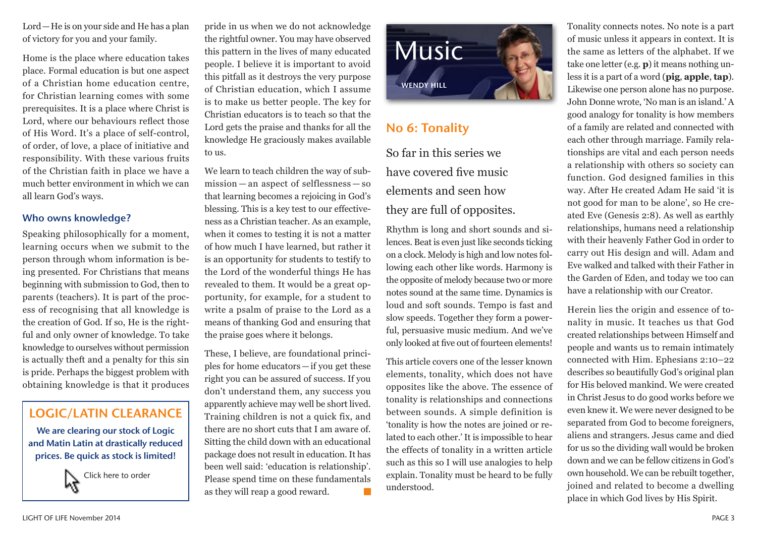Lord — He is on your side and He has a plan of victory for you and your family.

Home is the place where education takes place. Formal education is but one aspect of a Christian home education centre, for Christian learning comes with some prerequisites. It is a place where Christ is Lord, where our behaviours reflect those of His Word. It's a place of self-control, of order, of love, a place of initiative and responsibility. With these various fruits of the Christian faith in place we have a much better environment in which we can all learn God's ways.

### Who owns knowledge?

Speaking philosophically for a moment, learning occurs when we submit to the person through whom information is being presented. For Christians that means beginning with submission to God, then to parents (teachers). It is part of the process of recognising that all knowledge is the creation of God. If so, He is the rightful and only owner of knowledge. To take knowledge to ourselves without permission is actually theft and a penalty for this sin is pride. Perhaps the biggest problem with obtaining knowledge is that it produces pride in us when we do not acknowledge the rightful owner. You may have observed this pattern in the lives of many educated people. I believe it is important to avoid this pitfall as it destroys the very purpose of Christian education, which I assume is to make us better people. The key for Christian educators is to teach so that the Lord gets the praise and thanks for all the knowledge He graciously makes available to us.

We learn to teach children the way of submission — an aspect of selflessness — so that learning becomes a rejoicing in God's blessing. This is a key test to our effectiveness as a Christian teacher. As an example, when it comes to testing it is not a matter of how much I have learned, but rather it is an opportunity for students to testify to the Lord of the wonderful things He has revealed to them. It would be a great opportunity, for example, for a student to write a psalm of praise to the Lord as a means of thanking God and ensuring that the praise goes where it belongs.

These, I believe, are foundational principles for home educators — if you get these right you can be assured of success. If you don't understand them, any success you apparently achieve may well be short lived. Training children is not a quick fix, and there are no short cuts that I am aware of. Sitting the child down with an educational package does not result in education. It has been well said: 'education is relationship'. Please spend time on these fundamentals as they will reap a good reward.

## LOGIC/LATIN CLEARANCE

**We are clearing our stock of Logic and Matin Latin at drastically reduced prices. Be quick as stock is limited!**

Click here to order

# Music

WENDY HILL

## No 6: Tonality

So far in this series we have covered five music elements and seen how they are full of opposites.

Rhythm is long and short sounds and silences. Beat is even just like seconds ticking on a clock. Melody is high and low notes following each other like words. Harmony is the opposite of melody because two or more notes sound at the same time. Dynamics is loud and soft sounds. Tempo is fast and slow speeds. Together they form a powerful, persuasive music medium. And we've only looked at five out of fourteen elements!

This article covers one of the lesser known elements, tonality, which does not have opposites like the above. The essence of tonality is relationships and connections between sounds. A simple definition is 'tonality is how the notes are joined or related to each other.' It is impossible to hear the effects of tonality in a written article such as this so I will use analogies to help explain. Tonality must be heard to be fully understood.

Tonality connects notes. No note is a part of music unless it appears in context. It is the same as letters of the alphabet. If we take one letter (e.g. **p**) it means nothing unless it is a part of a word (**pig**, **apple**, **tap**). Likewise one person alone has no purpose. John Donne wrote, 'No man is an island.' A good analogy for tonality is how members of a family are related and connected with each other through marriage. Family relationships are vital and each person needs a relationship with others so society can function. God designed families in this way. After He created Adam He said 'it is not good for man to be alone', so He created Eve (Genesis 2:8). As well as earthly relationships, humans need a relationship with their heavenly Father God in order to carry out His design and will. Adam and Eve walked and talked with their Father in the Garden of Eden, and today we too can have a relationship with our Creator.

Herein lies the origin and essence of tonality in music. It teaches us that God created relationships between Himself and people and wants us to remain intimately connected with Him. Ephesians 2:10–22 describes so beautifully God's original plan for His beloved mankind. We were created in Christ Jesus to do good works before we even knew it. We were never designed to be separated from God to become foreigners, aliens and strangers. Jesus came and died for us so the dividing wall would be broken down and we can be fellow citizens in God's own household. We can be rebuilt together, joined and related to become a dwelling place in which God lives by His Spirit.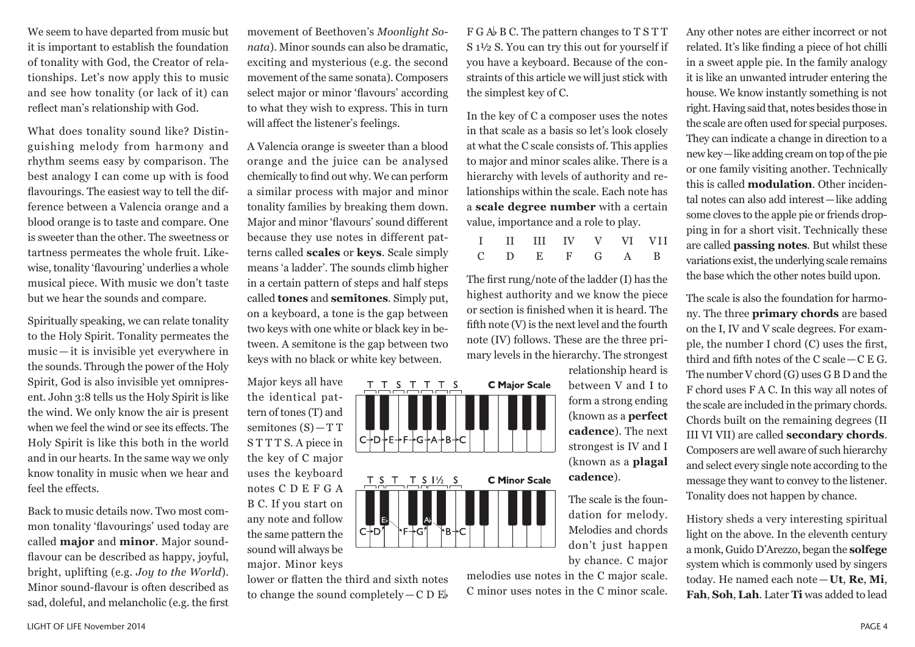We seem to have departed from music but it is important to establish the foundation of tonality with God, the Creator of relationships. Let's now apply this to music and see how tonality (or lack of it) can reflect man's relationship with God.

What does tonality sound like? Distinguishing melody from harmony and rhythm seems easy by comparison. The best analogy I can come up with is food flavourings. The easiest way to tell the difference between a Valencia orange and a blood orange is to taste and compare. One is sweeter than the other. The sweetness or tartness permeates the whole fruit. Likewise, tonality 'flavouring' underlies a whole musical piece. With music we don't taste but we hear the sounds and compare.

Spiritually speaking, we can relate tonality to the Holy Spirit. Tonality permeates the music—it is invisible yet everywhere in the sounds. Through the power of the Holy Spirit, God is also invisible yet omnipresent. John 3:8 tells us the Holy Spirit is like the wind. We only know the air is present when we feel the wind or see its effects. The Holy Spirit is like this both in the world and in our hearts. In the same way we only know tonality in music when we hear and feel the effects.

Back to music details now. Two most common tonality 'flavourings' used today are called **major** and **minor**. Major sound-flavour can be described as happy, joyful, bright, uplifting (e.g. *Joy to the World*). Minor sound-flavour is often described as sad, doleful, and melancholic (e.g. the first movement of Beethoven's *Moonlight Sonata*). Minor sounds can also be dramatic, exciting and mysterious (e.g. the second movement of the same sonata). Composers select major or minor 'flavours' according to what they wish to express. This in turn will affect the listener's feelings.

A Valencia orange is sweeter than a blood orange and the juice can be analysed chemically to find out why. We can perform a similar process with major and minor tonality families by breaking them down. Major and minor 'flavours' sound different because they use notes in different patterns called **scales** or **keys**. Scale simply means 'a ladder'. The sounds climb higher in a certain pattern of steps and half steps called **tones** and **semitones**. Simply put, on a keyboard, a tone is the gap between two keys with one white or black key in between. A semitone is the gap between two keys with no black or white key between.

Major keys all have the identical pattern of tones (T) and semitones (S)—T T S T T T S. A piece in the key of C major uses the keyboard notes C D E F G A B C. If you start on any note and follow the same pattern the sound will always be major. Minor keys lower or flatten the third and sixth notes to change the sound completely—C D E♭ F G A♭ B C. The pattern changes to T S T T S 1½ S. You can try this out for yourself if you have a keyboard. Because of the constraints of this article we will just stick with the simplest key of C.

T T S T T T S — **C Major Scale**: C→D→E→F→G→A→B→C

T S T T S 1½ S — **C Minor Scale**: C→D→E♭→F→G→A♭→B→C

In the key of C a composer uses the notes in that scale as a basis so let's look closely at what the C scale consists of. This applies to major and minor scales alike. There is a hierarchy with levels of authority and relationships within the scale. Each note has a **scale degree number** with a certain value, importance and a role to play.

| I | II | III | IV | V | VI | VII |
|---|---|---|---|---|---|---|
| C | D | E | F | G | A | B |

The first rung/note of the ladder (I) has the highest authority and we know the piece or section is finished when it is heard. The fifth note (V) is the next level and the fourth note (IV) follows. These are the three primary levels in the hierarchy. The strongest relationship heard is between V and I to form a strong ending (known as a **perfect cadence**). The next strongest is IV and I (known as a **plagal cadence**).

The scale is the foundation for melody. Melodies and chords don't just happen by chance. C major melodies use notes in the C major scale. C minor uses notes in the C minor scale. Any other notes are either incorrect or not related. It's like finding a piece of hot chilli in a sweet apple pie. In the family analogy it is like an unwanted intruder entering the house. We know instantly something is not right. Having said that, notes besides those in the scale are often used for special purposes. They can indicate a change in direction to a new key—like adding cream on top of the pie or one family visiting another. Technically this is called **modulation**. Other incidental notes can also add interest—like adding some cloves to the apple pie or friends dropping in for a short visit. Technically these are called **passing notes**. But whilst these variations exist, the underlying scale remains the base which the other notes build upon.

The scale is also the foundation for harmony. The three **primary chords** are based on the I, IV and V scale degrees. For example, the number I chord (C) uses the first, third and fifth notes of the C scale—C E G. The number V chord (G) uses G B D and the F chord uses F A C. In this way all notes of the scale are included in the primary chords. Chords built on the remaining degrees (II III VI VII) are called **secondary chords**. Composers are well aware of such hierarchy and select every single note according to the message they want to convey to the listener. Tonality does not happen by chance.

History sheds a very interesting spiritual light on the above. In the eleventh century a monk, Guido D'Arezzo, began the **solfege** system which is commonly used by singers today. He named each note—**Ut**, **Re**, **Mi**, **Fah**, **Soh**, **Lah**. Later **Ti** was added to lead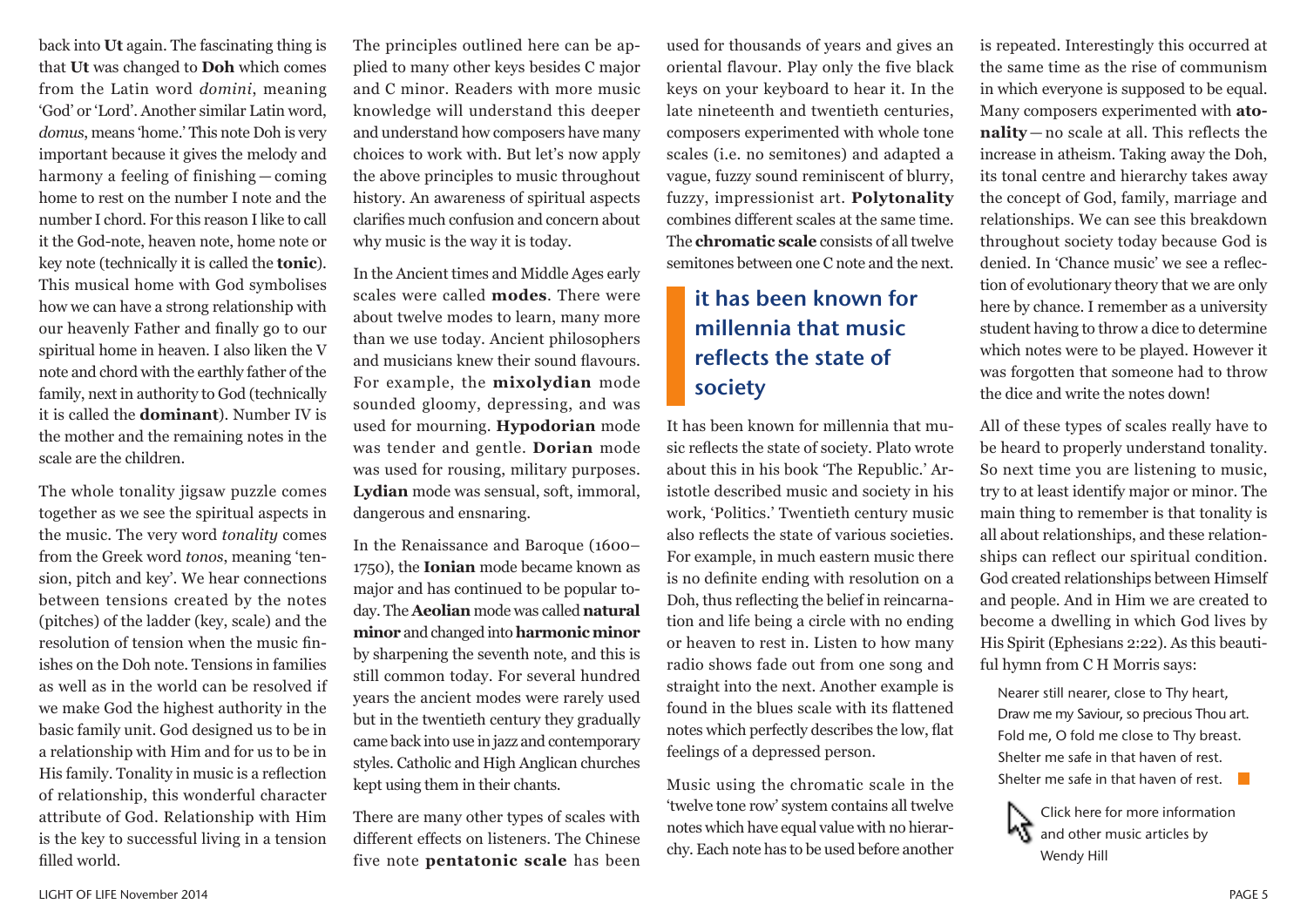back into **Ut** again. The fascinating thing is that **Ut** was changed to **Doh** which comes from the Latin word *domini*, meaning 'God' or 'Lord'. Another similar Latin word, *domus*, means 'home.' This note Doh is very important because it gives the melody and harmony a feeling of finishing—coming home to rest on the number I note and the number I chord. For this reason I like to call it the God-note, heaven note, home note or key note (technically it is called the **tonic**). This musical home with God symbolises how we can have a strong relationship with our heavenly Father and finally go to our spiritual home in heaven. I also liken the V note and chord with the earthly father of the family, next in authority to God (technically it is called the **dominant**). Number IV is the mother and the remaining notes in the scale are the children.

The whole tonality jigsaw puzzle comes together as we see the spiritual aspects in the music. The very word *tonality* comes from the Greek word *tonos*, meaning 'tension, pitch and key'. We hear connections between tensions created by the notes (pitches) of the ladder (key, scale) and the resolution of tension when the music finishes on the Doh note. Tensions in families as well as in the world can be resolved if we make God the highest authority in the basic family unit. God designed us to be in a relationship with Him and for us to be in His family. Tonality in music is a reflection of relationship, this wonderful character attribute of God. Relationship with Him is the key to successful living in a tension filled world.

The principles outlined here can be applied to many other keys besides C major and C minor. Readers with more music knowledge will understand this deeper and understand how composers have many choices to work with. But let's now apply the above principles to music throughout history. An awareness of spiritual aspects clarifies much confusion and concern about why music is the way it is today.

In the Ancient times and Middle Ages early scales were called **modes**. There were about twelve modes to learn, many more than we use today. Ancient philosophers and musicians knew their sound flavours. For example, the **mixolydian** mode sounded gloomy, depressing, and was used for mourning. **Hypodorian** mode was tender and gentle. **Dorian** mode was used for rousing, military purposes. **Lydian** mode was sensual, soft, immoral, dangerous and ensnaring.

In the Renaissance and Baroque (1600–1750), the **Ionian** mode became known as major and has continued to be popular today. The **Aeolian** mode was called **natural minor** and changed into **harmonic minor** by sharpening the seventh note, and this is still common today. For several hundred years the ancient modes were rarely used but in the twentieth century they gradually came back into use in jazz and contemporary styles. Catholic and High Anglican churches kept using them in their chants.

There are many other types of scales with different effects on listeners. The Chinese five note **pentatonic scale** has been used for thousands of years and gives an oriental flavour. Play only the five black keys on your keyboard to hear it. In the late nineteenth and twentieth centuries, composers experimented with whole tone scales (i.e. no semitones) and adapted a vague, fuzzy sound reminiscent of blurry, fuzzy, impressionist art. **Polytonality** combines different scales at the same time. The **chromatic scale** consists of all twelve semitones between one C note and the next.

> **it has been known for millennia that music reflects the state of society**

It has been known for millennia that music reflects the state of society. Plato wrote about this in his book 'The Republic.' Aristotle described music and society in his work, 'Politics.' Twentieth century music also reflects the state of various societies. For example, in much eastern music there is no definite ending with resolution on a Doh, thus reflecting the belief in reincarnation and life being a circle with no ending or heaven to rest in. Listen to how many radio shows fade out from one song and straight into the next. Another example is found in the blues scale with its flattened notes which perfectly describes the low, flat feelings of a depressed person.

Music using the chromatic scale in the 'twelve tone row' system contains all twelve notes which have equal value with no hierarchy. Each note has to be used before another is repeated. Interestingly this occurred at the same time as the rise of communism in which everyone is supposed to be equal. Many composers experimented with **atonality**—no scale at all. This reflects the increase in atheism. Taking away the Doh, its tonal centre and hierarchy takes away the concept of God, family, marriage and relationships. We can see this breakdown throughout society today because God is denied. In 'Chance music' we see a reflection of evolutionary theory that we are only here by chance. I remember as a university student having to throw a dice to determine which notes were to be played. However it was forgotten that someone had to throw the dice and write the notes down!

All of these types of scales really have to be heard to properly understand tonality. So next time you are listening to music, try to at least identify major or minor. The main thing to remember is that tonality is all about relationships, and these relationships can reflect our spiritual condition. God created relationships between Himself and people. And in Him we are created to become a dwelling in which God lives by His Spirit (Ephesians 2:22). As this beautiful hymn from C H Morris says:

> Nearer still nearer, close to Thy heart,
> Draw me my Saviour, so precious Thou art.
> Fold me, O fold me close to Thy breast.
> Shelter me safe in that haven of rest.
> Shelter me safe in that haven of rest.

Click here for more information and other music articles by Wendy Hill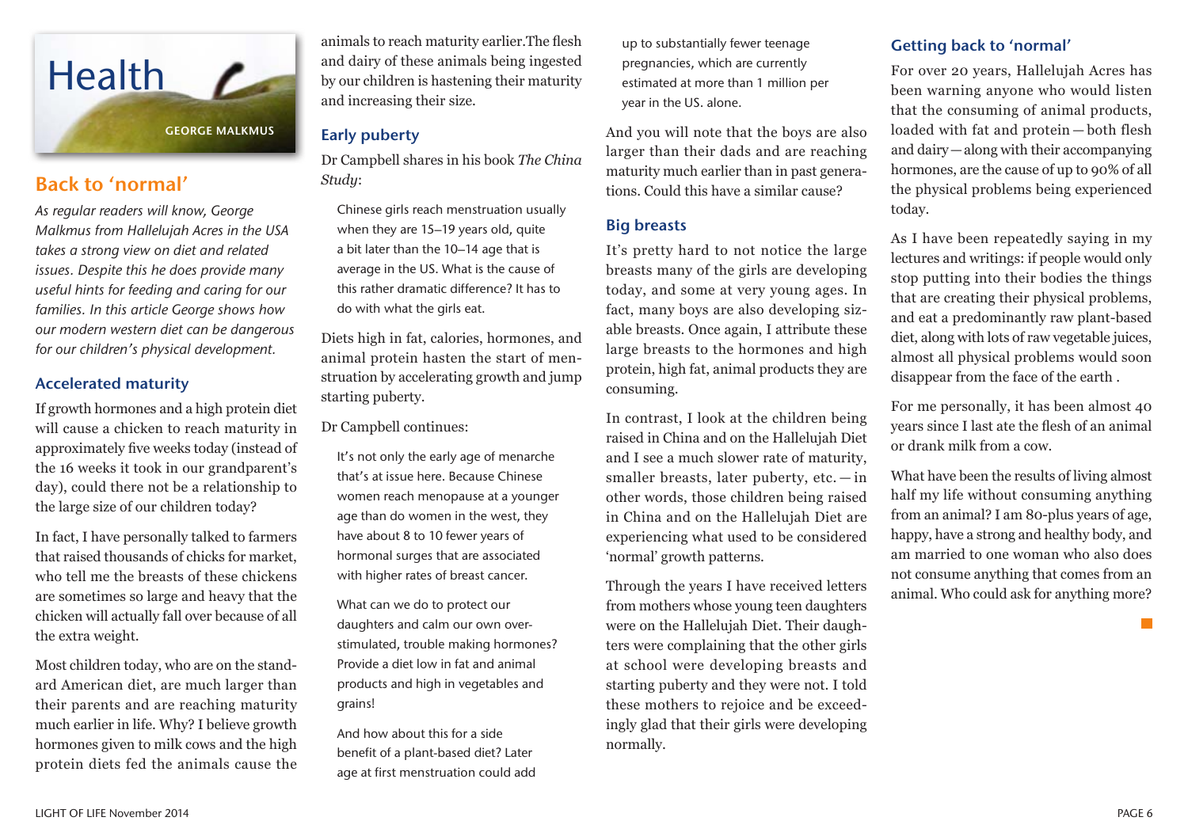# Health

GEORGE MALKMUS

## Back to 'normal'

*As regular readers will know, George Malkmus from Hallelujah Acres in the USA takes a strong view on diet and related issues. Despite this he does provide many useful hints for feeding and caring for our families. In this article George shows how our modern western diet can be dangerous for our children's physical development.*

### Accelerated maturity

If growth hormones and a high protein diet will cause a chicken to reach maturity in approximately five weeks today (instead of the 16 weeks it took in our grandparent's day), could there not be a relationship to the large size of our children today?

In fact, I have personally talked to farmers that raised thousands of chicks for market, who tell me the breasts of these chickens are sometimes so large and heavy that the chicken will actually fall over because of all the extra weight.

Most children today, who are on the standard American diet, are much larger than their parents and are reaching maturity much earlier in life. Why? I believe growth hormones given to milk cows and the high protein diets fed the animals cause the animals to reach maturity earlier.The flesh and dairy of these animals being ingested by our children is hastening their maturity and increasing their size.

### Early puberty

Dr Campbell shares in his book *The China Study*:

> Chinese girls reach menstruation usually when they are 15–19 years old, quite a bit later than the 10–14 age that is average in the US. What is the cause of this rather dramatic difference? It has to do with what the girls eat.

Diets high in fat, calories, hormones, and animal protein hasten the start of menstruation by accelerating growth and jump starting puberty.

Dr Campbell continues:

> It's not only the early age of menarche that's at issue here. Because Chinese women reach menopause at a younger age than do women in the west, they have about 8 to 10 fewer years of hormonal surges that are associated with higher rates of breast cancer.
>
> What can we do to protect our daughters and calm our own over-stimulated, trouble making hormones? Provide a diet low in fat and animal products and high in vegetables and grains!
>
> And how about this for a side benefit of a plant-based diet? Later age at first menstruation could add up to substantially fewer teenage pregnancies, which are currently estimated at more than 1 million per year in the US. alone.

And you will note that the boys are also larger than their dads and are reaching maturity much earlier than in past generations. Could this have a similar cause?

### Big breasts

It's pretty hard to not notice the large breasts many of the girls are developing today, and some at very young ages. In fact, many boys are also developing sizable breasts. Once again, I attribute these large breasts to the hormones and high protein, high fat, animal products they are consuming.

In contrast, I look at the children being raised in China and on the Hallelujah Diet and I see a much slower rate of maturity, smaller breasts, later puberty, etc. — in other words, those children being raised in China and on the Hallelujah Diet are experiencing what used to be considered 'normal' growth patterns.

Through the years I have received letters from mothers whose young teen daughters were on the Hallelujah Diet. Their daughters were complaining that the other girls at school were developing breasts and starting puberty and they were not. I told these mothers to rejoice and be exceedingly glad that their girls were developing normally.

### Getting back to 'normal'

For over 20 years, Hallelujah Acres has been warning anyone who would listen that the consuming of animal products, loaded with fat and protein — both flesh and dairy — along with their accompanying hormones, are the cause of up to 90% of all the physical problems being experienced today.

As I have been repeatedly saying in my lectures and writings: if people would only stop putting into their bodies the things that are creating their physical problems, and eat a predominantly raw plant-based diet, along with lots of raw vegetable juices, almost all physical problems would soon disappear from the face of the earth .

For me personally, it has been almost 40 years since I last ate the flesh of an animal or drank milk from a cow.

What have been the results of living almost half my life without consuming anything from an animal? I am 80-plus years of age, happy, have a strong and healthy body, and am married to one woman who also does not consume anything that comes from an animal. Who could ask for anything more?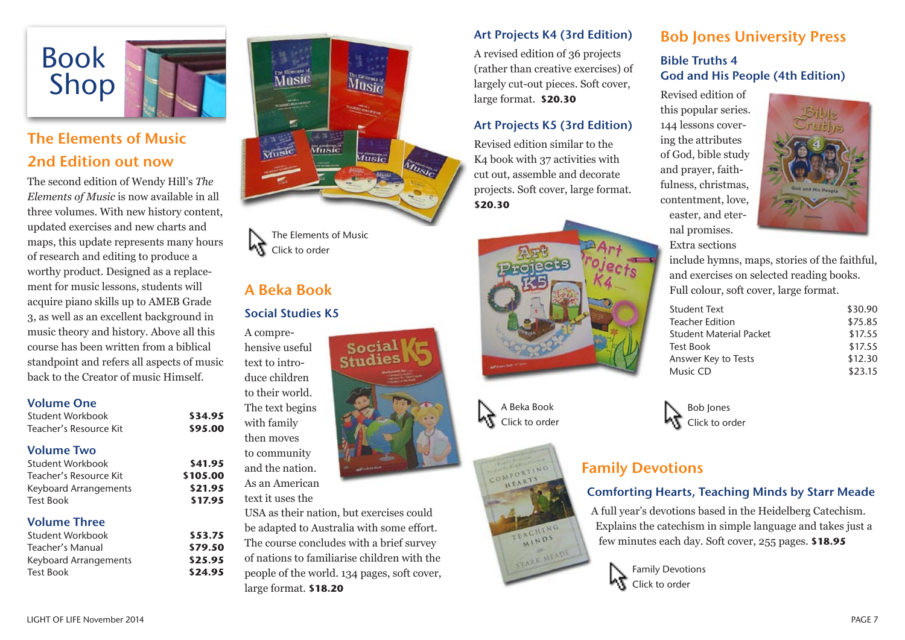# Book Shop

## The Elements of Music 2nd Edition out now

The second edition of Wendy Hill's *The Elements of Music* is now available in all three volumes. With new history content, updated exercises and new charts and maps, this update represents many hours of research and editing to produce a worthy product. Designed as a replacement for music lessons, students will acquire piano skills up to AMEB Grade 3, as well as an excellent background in music theory and history. Above all this course has been written from a biblical standpoint and refers all aspects of music back to the Creator of music Himself.

### Volume One

| | |
|---|---|
| Student Workbook | **$34.95** |
| Teacher's Resource Kit | **$95.00** |

### Volume Two

| | |
|---|---|
| Student Workbook | **$41.95** |
| Teacher's Resource Kit | **$105.00** |
| Keyboard Arrangements | **$21.95** |
| Test Book | **$17.95** |

### Volume Three

| | |
|---|---|
| Student Workbook | **$53.75** |
| Teacher's Manual | **$79.50** |
| Keyboard Arrangements | **$25.95** |
| Test Book | **$24.95** |

The Elements of Music
Click to order

## A Beka Book

### Social Studies K5

A comprehensive useful text to introduce children to their world. The text begins with family then moves to community and the nation. As an American text it uses the USA as their nation, but exercises could be adapted to Australia with some effort. The course concludes with a brief survey of nations to familiarise children with the people of the world. 134 pages, soft cover, large format. **$18.20**

### Art Projects K4 (3rd Edition)

A revised edition of 36 projects (rather than creative exercises) of largely cut-out pieces. Soft cover, large format. **$20.30**

### Art Projects K5 (3rd Edition)

Revised edition similar to the K4 book with 37 activities with cut out, assemble and decorate projects. Soft cover, large format. **$20.30**

A Beka Book
Click to order

## Bob Jones University Press

### Bible Truths 4 God and His People (4th Edition)

Revised edition of this popular series. 144 lessons covering the attributes of God, bible study and prayer, faithfulness, christmas, contentment, love, easter, and eternal promises. Extra sections include hymns, maps, stories of the faithful, and exercises on selected reading books. Full colour, soft cover, large format.

| | |
|---|---|
| Student Text | $30.90 |
| Teacher Edition | $75.85 |
| Student Material Packet | $17.55 |
| Test Book | $17.55 |
| Answer Key to Tests | $12.30 |
| Music CD | $23.15 |

Bob Jones
Click to order

## Family Devotions

### Comforting Hearts, Teaching Minds by Starr Meade

A full year's devotions based in the Heidelberg Catechism. Explains the catechism in simple language and takes just a few minutes each day. Soft cover, 255 pages. **$18.95**

Family Devotions
Click to order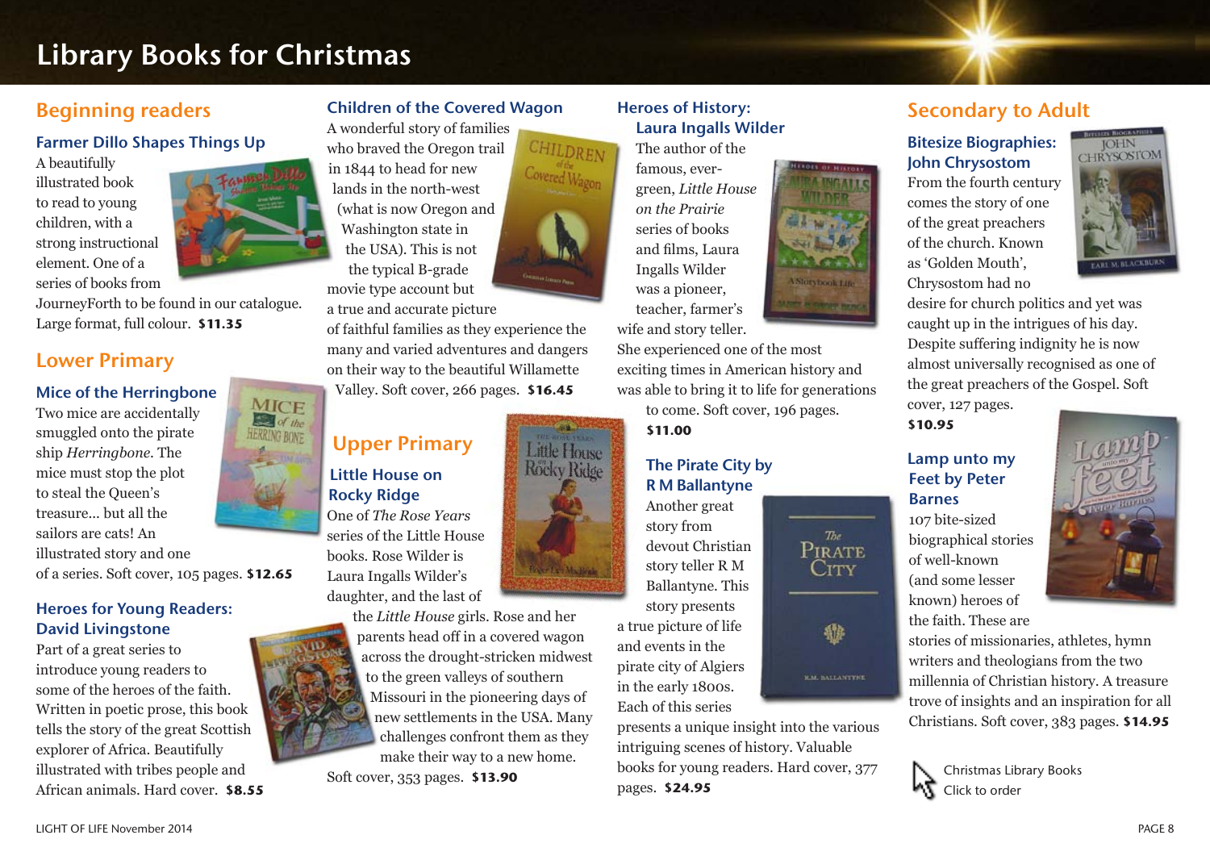# Library Books for Christmas

## Beginning readers

### Farmer Dillo Shapes Things Up

A beautifully illustrated book to read to young children, with a strong instructional element. One of a series of books from JourneyForth to be found in our catalogue. Large format, full colour. **$11.35**

## Lower Primary

### Mice of the Herringbone

Two mice are accidentally smuggled onto the pirate ship *Herringbone*. The mice must stop the plot to steal the Queen's treasure... but all the sailors are cats! An illustrated story and one of a series. Soft cover, 105 pages. **$12.65**

### Heroes for Young Readers: David Livingstone

Part of a great series to introduce young readers to some of the heroes of the faith. Written in poetic prose, this book tells the story of the great Scottish explorer of Africa. Beautifully illustrated with tribes people and African animals. Hard cover. **$8.55**

### Children of the Covered Wagon

A wonderful story of families who braved the Oregon trail in 1844 to head for new lands in the north-west (what is now Oregon and Washington state in the USA). This is not the typical B-grade movie type account but a true and accurate picture of faithful families as they experience the many and varied adventures and dangers on their way to the beautiful Willamette Valley. Soft cover, 266 pages. **$16.45**

## Upper Primary

### Little House on Rocky Ridge

One of *The Rose Years* series of the Little House books. Rose Wilder is Laura Ingalls Wilder's daughter, and the last of the *Little House* girls. Rose and her parents head off in a covered wagon across the drought-stricken midwest to the green valleys of southern Missouri in the pioneering days of new settlements in the USA. Many challenges confront them as they make their way to a new home. Soft cover, 353 pages. **$13.90**

### Heroes of History: Laura Ingalls Wilder

The author of the famous, ever-green, *Little House on the Prairie* series of books and films, Laura Ingalls Wilder was a pioneer, teacher, farmer's wife and story teller. She experienced one of the most exciting times in American history and was able to bring it to life for generations to come. Soft cover, 196 pages. **$11.00**

### The Pirate City by R M Ballantyne

Another great story from devout Christian story teller R M Ballantyne. This story presents a true picture of life and events in the pirate city of Algiers in the early 1800s. Each of this series presents a unique insight into the various intriguing scenes of history. Valuable books for young readers. Hard cover, 377 pages. **$24.95**

## Secondary to Adult

### Bitesize Biographies: John Chrysostom

From the fourth century comes the story of one of the great preachers of the church. Known as 'Golden Mouth', Chrysostom had no desire for church politics and yet was caught up in the intrigues of his day. Despite suffering indignity he is now almost universally recognised as one of the great preachers of the Gospel. Soft cover, 127 pages. **$10.95**

### Lamp unto my Feet by Peter Barnes

107 bite-sized biographical stories of well-known (and some lesser known) heroes of the faith. These are stories of missionaries, athletes, hymn writers and theologians from the two millennia of Christian history. A treasure trove of insights and an inspiration for all Christians. Soft cover, 383 pages. **$14.95**

Christmas Library Books
Click to order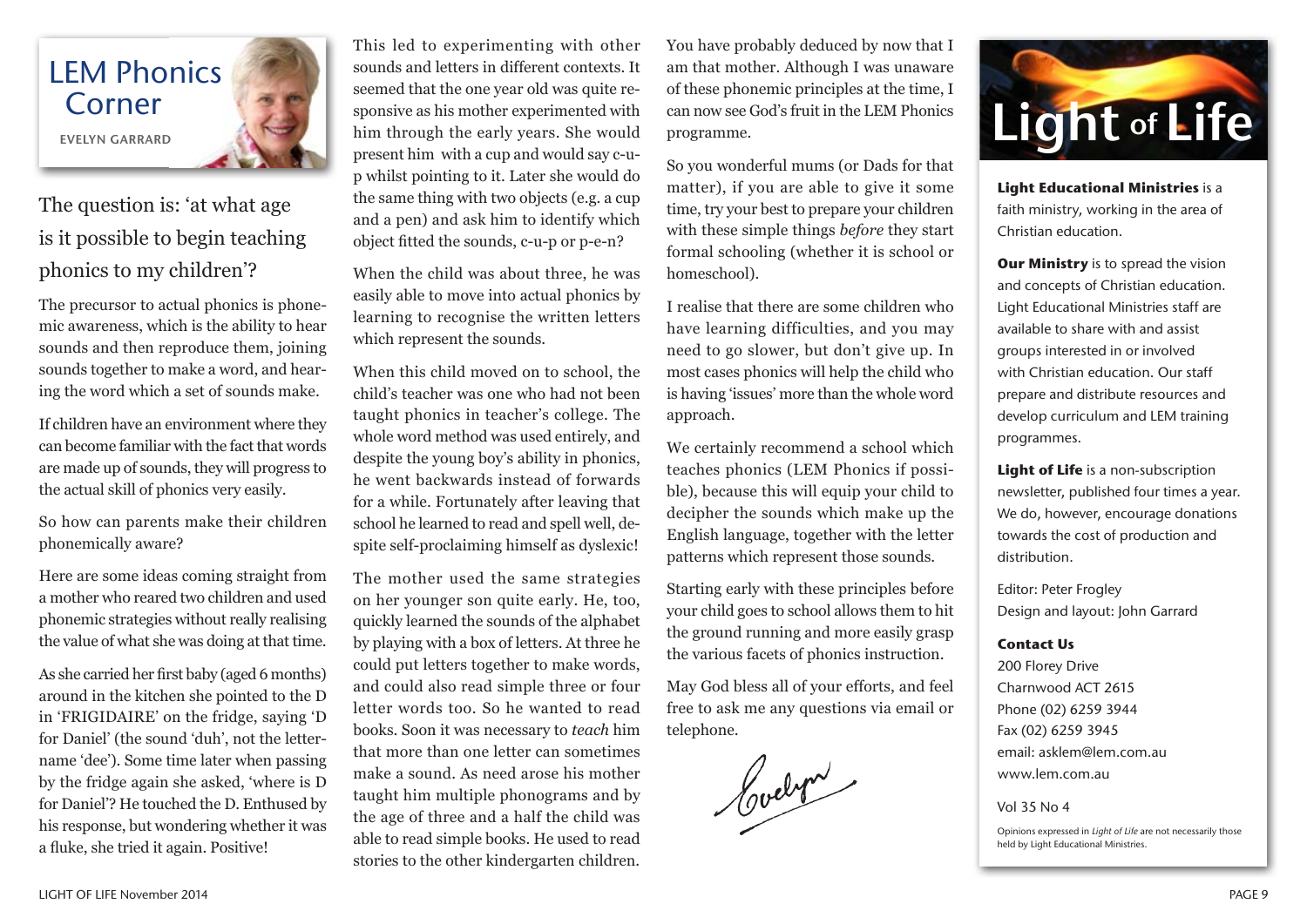# LEM Phonics Corner

EVELYN GARRARD

## The question is: 'at what age is it possible to begin teaching phonics to my children'?

The precursor to actual phonics is phonemic awareness, which is the ability to hear sounds and then reproduce them, joining sounds together to make a word, and hearing the word which a set of sounds make.

If children have an environment where they can become familiar with the fact that words are made up of sounds, they will progress to the actual skill of phonics very easily.

So how can parents make their children phonemically aware?

Here are some ideas coming straight from a mother who reared two children and used phonemic strategies without really realising the value of what she was doing at that time.

As she carried her first baby (aged 6 months) around in the kitchen she pointed to the D in 'FRIGIDAIRE' on the fridge, saying 'D for Daniel' (the sound 'duh', not the letter-name 'dee'). Some time later when passing by the fridge again she asked, 'where is D for Daniel'? He touched the D. Enthused by his response, but wondering whether it was a fluke, she tried it again. Positive!

This led to experimenting with other sounds and letters in different contexts. It seemed that the one year old was quite responsive as his mother experimented with him through the early years. She would present him with a cup and would say c-u-p whilst pointing to it. Later she would do the same thing with two objects (e.g. a cup and a pen) and ask him to identify which object fitted the sounds, c-u-p or p-e-n?

When the child was about three, he was easily able to move into actual phonics by learning to recognise the written letters which represent the sounds.

When this child moved on to school, the child's teacher was one who had not been taught phonics in teacher's college. The whole word method was used entirely, and despite the young boy's ability in phonics, he went backwards instead of forwards for a while. Fortunately after leaving that school he learned to read and spell well, despite self-proclaiming himself as dyslexic!

The mother used the same strategies on her younger son quite early. He, too, quickly learned the sounds of the alphabet by playing with a box of letters. At three he could put letters together to make words, and could also read simple three or four letter words too. So he wanted to read books. Soon it was necessary to *teach* him that more than one letter can sometimes make a sound. As need arose his mother taught him multiple phonograms and by the age of three and a half the child was able to read simple books. He used to read stories to the other kindergarten children.

You have probably deduced by now that I am that mother. Although I was unaware of these phonemic principles at the time, I can now see God's fruit in the LEM Phonics programme.

So you wonderful mums (or Dads for that matter), if you are able to give it some time, try your best to prepare your children with these simple things *before* they start formal schooling (whether it is school or homeschool).

I realise that there are some children who have learning difficulties, and you may need to go slower, but don't give up. In most cases phonics will help the child who is having 'issues' more than the whole word approach.

We certainly recommend a school which teaches phonics (LEM Phonics if possible), because this will equip your child to decipher the sounds which make up the English language, together with the letter patterns which represent those sounds.

Starting early with these principles before your child goes to school allows them to hit the ground running and more easily grasp the various facets of phonics instruction.

May God bless all of your efforts, and feel free to ask me any questions via email or telephone.

*Evelyn*

---

# Light of Life

**Light Educational Ministries** is a faith ministry, working in the area of Christian education.

**Our Ministry** is to spread the vision and concepts of Christian education. Light Educational Ministries staff are available to share with and assist groups interested in or involved with Christian education. Our staff prepare and distribute resources and develop curriculum and LEM training programmes.

**Light of Life** is a non-subscription newsletter, published four times a year. We do, however, encourage donations towards the cost of production and distribution.

Editor: Peter Frogley
Design and layout: John Garrard

**Contact Us**
200 Florey Drive
Charnwood ACT 2615
Phone (02) 6259 3944
Fax (02) 6259 3945
email: asklem@lem.com.au
www.lem.com.au

Vol 35 No 4

Opinions expressed in *Light of Life* are not necessarily those held by Light Educational Ministries.